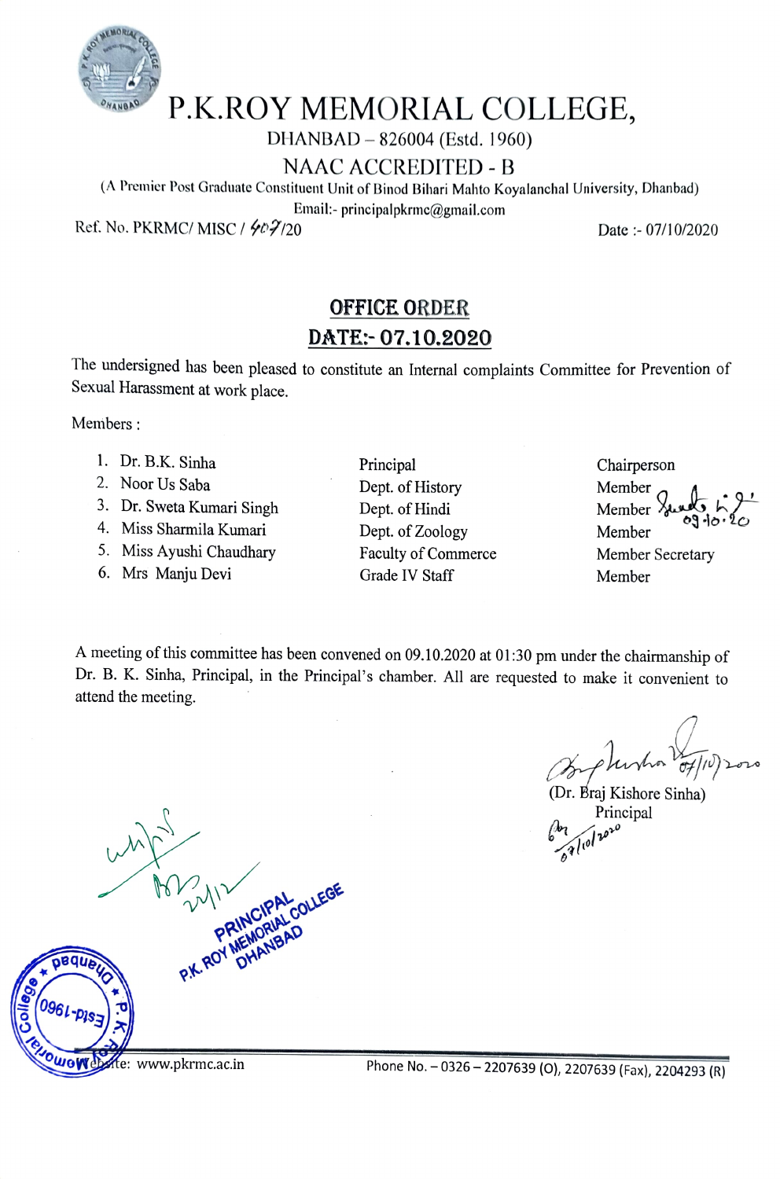# P.K.ROY MEMORIAL COLLEGE,

DHANBAD – 826004 (Estd. 1960)

NAAC ACCREDITED - B

(A Premier Post Graduate Constituent Unit of Binod Bihari Mahto Koyalanchal University, Dhanbad)

Email:- principalpkrmc@gmail.com

Ref. No. PKRMC/ MISC / 407/20 Date :- 07/10/2020

## OFFICE ORDER
## DATE:- 07.10.2020

The undersigned has been pleased to constitute an Internal complaints Committee for Prevention of Sexual Harassment at work place.

Members :

| | Name | Department | Role |
|---|---|---|---|
| 1. | Dr. B.K. Sinha | Principal | Chairperson |
| 2. | Noor Us Saba | Dept. of History | Member |
| 3. | Dr. Sweta Kumari Singh | Dept. of Hindi | Member |
| 4. | Miss Sharmila Kumari | Dept. of Zoology | Member |
| 5. | Miss Ayushi Chaudhary | Faculty of Commerce | Member Secretary |
| 6. | Mrs Manju Devi | Grade IV Staff | Member |

A meeting of this committee has been convened on 09.10.2020 at 01:30 pm under the chairmanship of Dr. B. K. Sinha, Principal, in the Principal's chamber. All are requested to make it convenient to attend the meeting.

(Dr. Braj Kishore Sinha)
Principal

PRINCIPAL
P.K. ROY MEMORIAL COLLEGE
DHANBAD

Website: www.pkrmc.ac.in Phone No. – 0326 – 2207639 (O), 2207639 (Fax), 2204293 (R)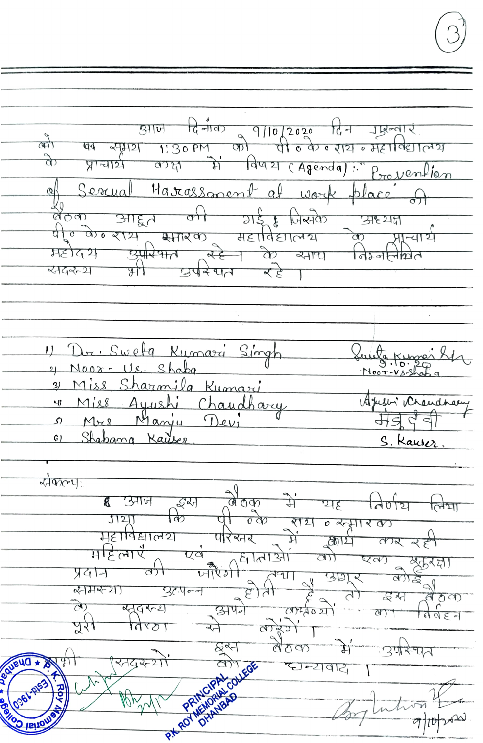आज दिनांक 9/10/2020 दिन गुरुवार को समय 1:30 PM को पी० के० राय० महाविद्यालय के प्राचार्य कक्ष में विषय (Agenda) :- "Prevention of Sexual Harassment at work place" की बैठक आहूत की गई। जिसके अध्यक्ष पी० के० राय स्मारक महाविद्यालय के प्राचार्य महोदय उपस्थित रहे। के साथ निम्नलिखित सदस्य भी उपस्थित रहे।

1) Dr. Sweta Kumari Singh — Sweta Kumari Sin 9.10.20
2) Noor - Us - Shaba — Noor-Us-Shaba
3) Miss Sharmila Kumari
4) Miss Ayushi Chaudhary — Ayushi Chaudhary
5) Mrs Manju Devi — मंजू देवी
6) Shabana Kauser. — S. Kauser.

संकल्प:

आज इस बैठक में यह निर्णय लिया गया कि पी० के० राय० स्मारक महाविद्यालय परिसर में कार्य कर रही महिलाएँ एवं छात्राओं को एक सुरक्षा प्रदान की जाएँगी तथा अगर कोई समस्या उत्पन्न होती है तो इस बैठक के सदस्य अपने कर्त्तव्यों का निर्वहन पूरी निष्ठा से करेंगे।

इस बैठक में उपस्थित सभी सदस्यों को धन्यवाद।

PRINCIPAL
P.K. ROY MEMORIAL COLLEGE
DHANBAD

9/10/2020